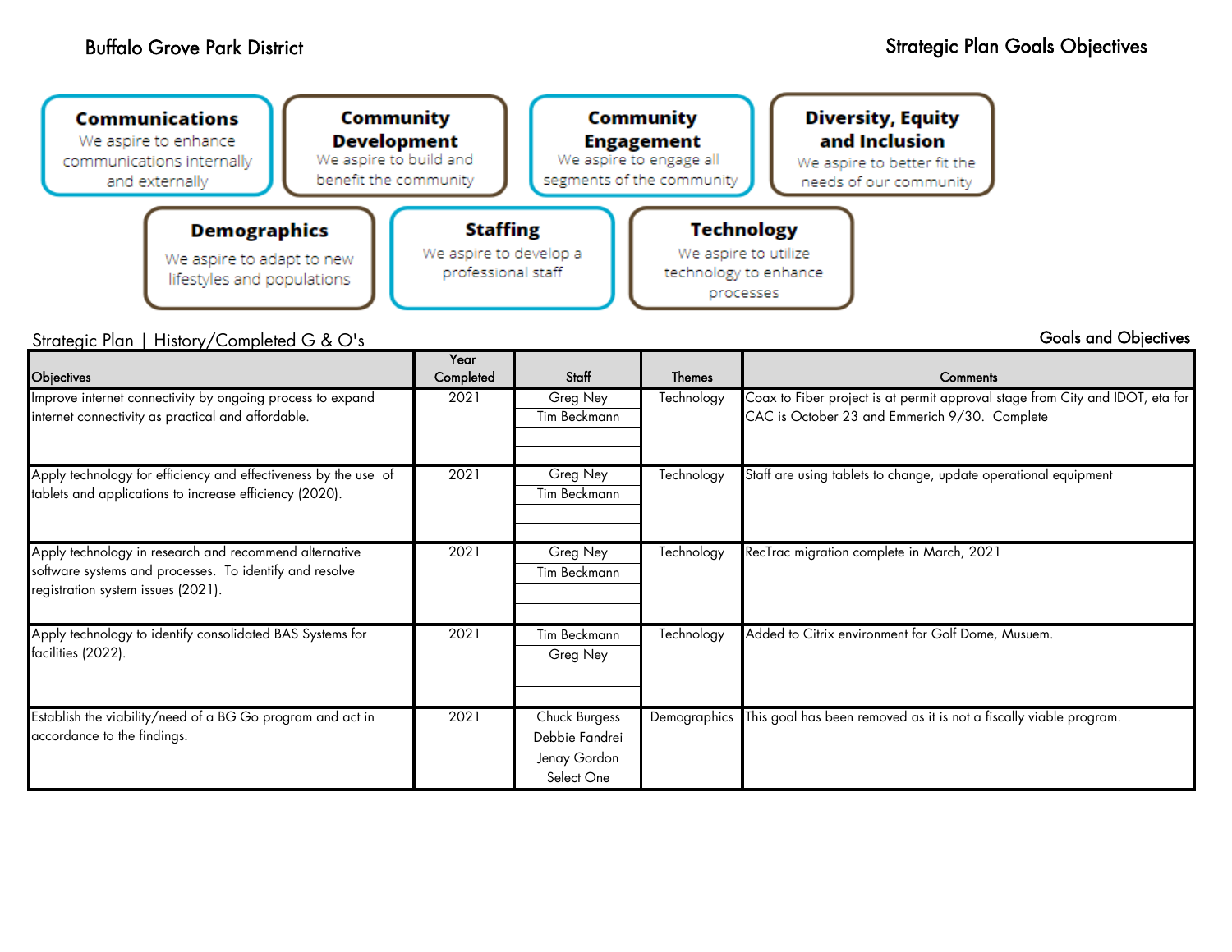Buffalo Grove Park District

Strategic Plan Goals Objectives

**Communications**
We aspire to enhance communications internally and externally

**Community Development**
We aspire to build and benefit the community

**Community Engagement**
We aspire to engage all segments of the community

**Diversity, Equity and Inclusion**
We aspire to better fit the needs of our community

**Demographics**
We aspire to adapt to new lifestyles and populations

**Staffing**
We aspire to develop a professional staff

**Technology**
We aspire to utilize technology to enhance processes

Strategic Plan | History/Completed G & O's

Goals and Objectives

| Objectives | Year Completed | Staff | Themes | Comments |
|---|---|---|---|---|
| Improve internet connectivity by ongoing process to expand internet connectivity as practical and affordable. | 2021 | Greg Ney<br>Tim Beckmann | Technology | Coax to Fiber project is at permit approval stage from City and IDOT, eta for CAC is October 23 and Emmerich 9/30. Complete |
| Apply technology for efficiency and effectiveness by the use of tablets and applications to increase efficiency (2020). | 2021 | Greg Ney<br>Tim Beckmann | Technology | Staff are using tablets to change, update operational equipment |
| Apply technology in research and recommend alternative software systems and processes. To identify and resolve registration system issues (2021). | 2021 | Greg Ney<br>Tim Beckmann | Technology | RecTrac migration complete in March, 2021 |
| Apply technology to identify consolidated BAS Systems for facilities (2022). | 2021 | Tim Beckmann<br>Greg Ney | Technology | Added to Citrix environment for Golf Dome, Musuem. |
| Establish the viability/need of a BG Go program and act in accordance to the findings. | 2021 | Chuck Burgess<br>Debbie Fandrei<br>Jenay Gordon<br>Select One | Demographics | This goal has been removed as it is not a fiscally viable program. |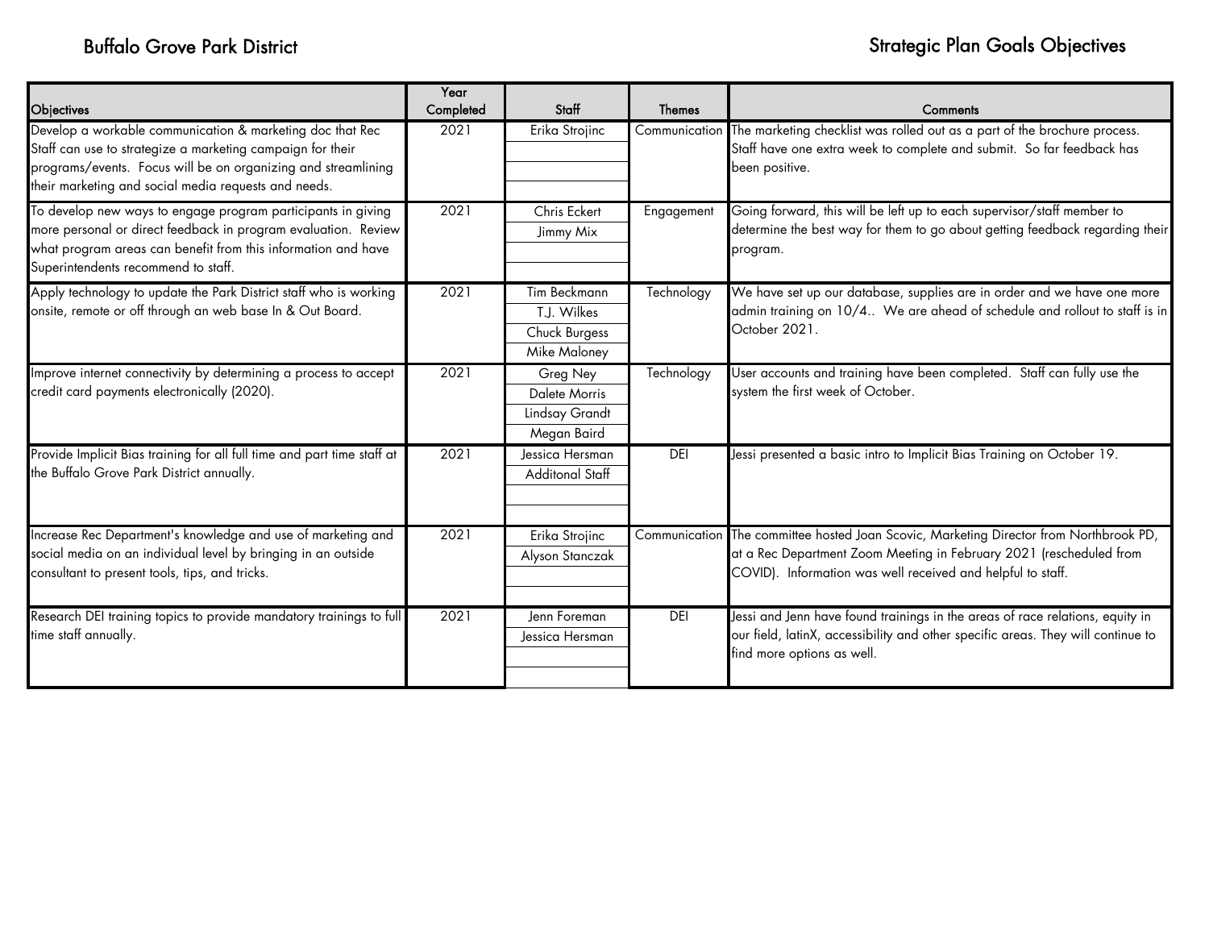Buffalo Grove Park District

Strategic Plan Goals Objectives

| Objectives | Year Completed | Staff | Themes | Comments |
|---|---|---|---|---|
| Develop a workable communication & marketing doc that Rec Staff can use to strategize a marketing campaign for their programs/events. Focus will be on organizing and streamlining their marketing and social media requests and needs. | 2021 | Erika Strojinc | Communication | The marketing checklist was rolled out as a part of the brochure process. Staff have one extra week to complete and submit. So far feedback has been positive. |
| To develop new ways to engage program participants in giving more personal or direct feedback in program evaluation. Review what program areas can benefit from this information and have Superintendents recommend to staff. | 2021 | Chris Eckert<br>Jimmy Mix | Engagement | Going forward, this will be left up to each supervisor/staff member to determine the best way for them to go about getting feedback regarding their program. |
| Apply technology to update the Park District staff who is working onsite, remote or off through an web base In & Out Board. | 2021 | Tim Beckmann<br>T.J. Wilkes<br>Chuck Burgess<br>Mike Maloney | Technology | We have set up our database, supplies are in order and we have one more admin training on 10/4.. We are ahead of schedule and rollout to staff is in October 2021. |
| Improve internet connectivity by determining a process to accept credit card payments electronically (2020). | 2021 | Greg Ney<br>Dalete Morris<br>Lindsay Grandt<br>Megan Baird | Technology | User accounts and training have been completed. Staff can fully use the system the first week of October. |
| Provide Implicit Bias training for all full time and part time staff at the Buffalo Grove Park District annually. | 2021 | Jessica Hersman<br>Additonal Staff | DEI | Jessi presented a basic intro to Implicit Bias Training on October 19. |
| Increase Rec Department's knowledge and use of marketing and social media on an individual level by bringing in an outside consultant to present tools, tips, and tricks. | 2021 | Erika Strojinc<br>Alyson Stanczak | Communication | The committee hosted Joan Scovic, Marketing Director from Northbrook PD, at a Rec Department Zoom Meeting in February 2021 (rescheduled from COVID). Information was well received and helpful to staff. |
| Research DEI training topics to provide mandatory trainings to full time staff annually. | 2021 | Jenn Foreman<br>Jessica Hersman | DEI | Jessi and Jenn have found trainings in the areas of race relations, equity in our field, latinX, accessibility and other specific areas. They will continue to find more options as well. |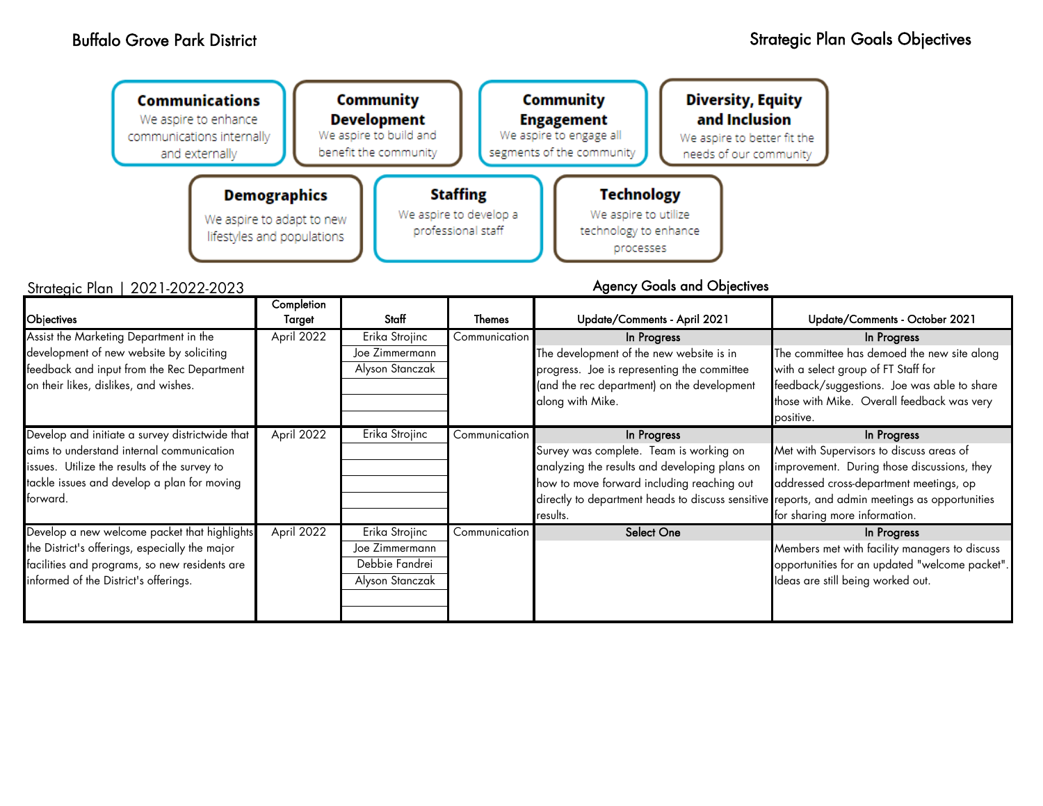Buffalo Grove Park District

Strategic Plan Goals Objectives

**Communications**
We aspire to enhance communications internally and externally

**Community Development**
We aspire to build and benefit the community

**Community Engagement**
We aspire to engage all segments of the community

**Diversity, Equity and Inclusion**
We aspire to better fit the needs of our community

**Demographics**
We aspire to adapt to new lifestyles and populations

**Staffing**
We aspire to develop a professional staff

**Technology**
We aspire to utilize technology to enhance processes

Strategic Plan | 2021-2022-2023

Agency Goals and Objectives

| Objectives | Completion Target | Staff | Themes | Update/Comments - April 2021 | Update/Comments - October 2021 |
|---|---|---|---|---|---|
| Assist the Marketing Department in the development of new website by soliciting feedback and input from the Rec Department on their likes, dislikes, and wishes. | April 2022 | Erika Strojinc<br>Joe Zimmermann<br>Alyson Stanczak | Communication | **In Progress**<br>The development of the new website is in progress. Joe is representing the committee (and the rec department) on the development along with Mike. | **In Progress**<br>The committee has demoed the new site along with a select group of FT Staff for feedback/suggestions. Joe was able to share those with Mike. Overall feedback was very positive. |
| Develop and initiate a survey districtwide that aims to understand internal communication issues. Utilize the results of the survey to tackle issues and develop a plan for moving forward. | April 2022 | Erika Strojinc | Communication | **In Progress**<br>Survey was complete. Team is working on analyzing the results and developing plans on how to move forward including reaching out directly to department heads to discuss sensitive results. | **In Progress**<br>Met with Supervisors to discuss areas of improvement. During those discussions, they addressed cross-department meetings, op reports, and admin meetings as opportunities for sharing more information. |
| Develop a new welcome packet that highlights the District's offerings, especially the major facilities and programs, so new residents are informed of the District's offerings. | April 2022 | Erika Strojinc<br>Joe Zimmermann<br>Debbie Fandrei<br>Alyson Stanczak | Communication | **Select One** | **In Progress**<br>Members met with facility managers to discuss opportunities for an updated "welcome packet". Ideas are still being worked out. |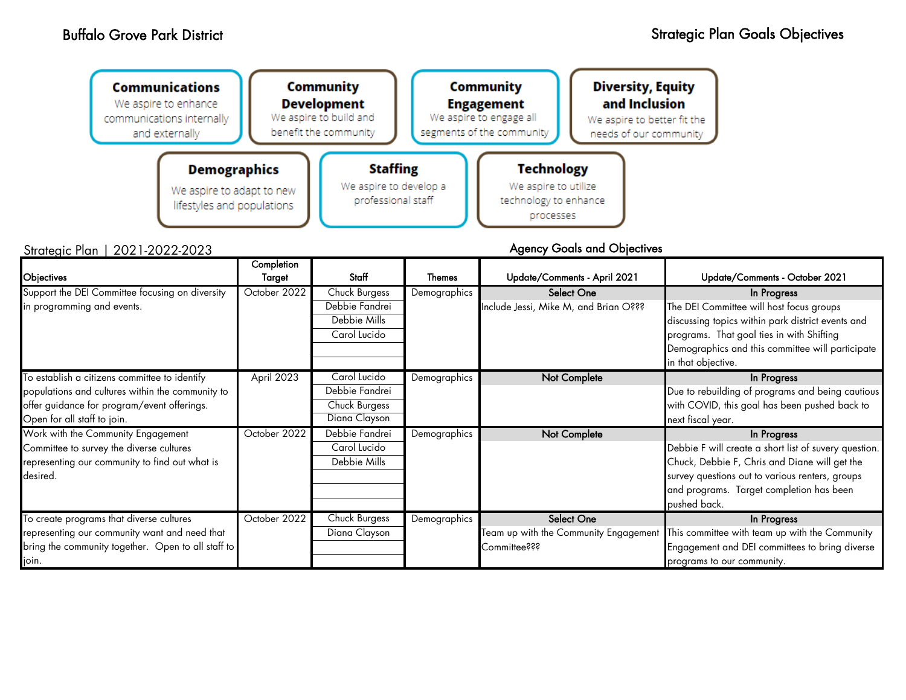Buffalo Grove Park District

Strategic Plan Goals Objectives

**Communications**
We aspire to enhance communications internally and externally

**Community Development**
We aspire to build and benefit the community

**Community Engagement**
We aspire to engage all segments of the community

**Diversity, Equity and Inclusion**
We aspire to better fit the needs of our community

**Demographics**
We aspire to adapt to new lifestyles and populations

**Staffing**
We aspire to develop a professional staff

**Technology**
We aspire to utilize technology to enhance processes

Strategic Plan | 2021-2022-2023

Agency Goals and Objectives

| Objectives | Completion Target | Staff | Themes | Update/Comments - April 2021 | Update/Comments - October 2021 |
|---|---|---|---|---|---|
| Support the DEI Committee focusing on diversity in programming and events. | October 2022 | Chuck Burgess<br>Debbie Fandrei<br>Debbie Mills<br>Carol Lucido | Demographics | **Select One**<br>Include Jessi, Mike M, and Brian O??? | **In Progress**<br>The DEI Committee will host focus groups discussing topics within park district events and programs. That goal ties in with Shifting Demographics and this committee will participate in that objective. |
| To establish a citizens committee to identify populations and cultures within the community to offer guidance for program/event offerings. Open for all staff to join. | April 2023 | Carol Lucido<br>Debbie Fandrei<br>Chuck Burgess<br>Diana Clayson | Demographics | **Not Complete** | **In Progress**<br>Due to rebuilding of programs and being cautious with COVID, this goal has been pushed back to next fiscal year. |
| Work with the Community Engagement Committee to survey the diverse cultures representing our community to find out what is desired. | October 2022 | Debbie Fandrei<br>Carol Lucido<br>Debbie Mills | Demographics | **Not Complete** | **In Progress**<br>Debbie F will create a short list of suvery question. Chuck, Debbie F, Chris and Diane will get the survey questions out to various renters, groups and programs. Target completion has been pushed back. |
| To create programs that diverse cultures representing our community want and need that bring the community together. Open to all staff to join. | October 2022 | Chuck Burgess<br>Diana Clayson | Demographics | **Select One**<br>Team up with the Community Engagement Committee??? | **In Progress**<br>This committee with team up with the Community Engagement and DEI committees to bring diverse programs to our community. |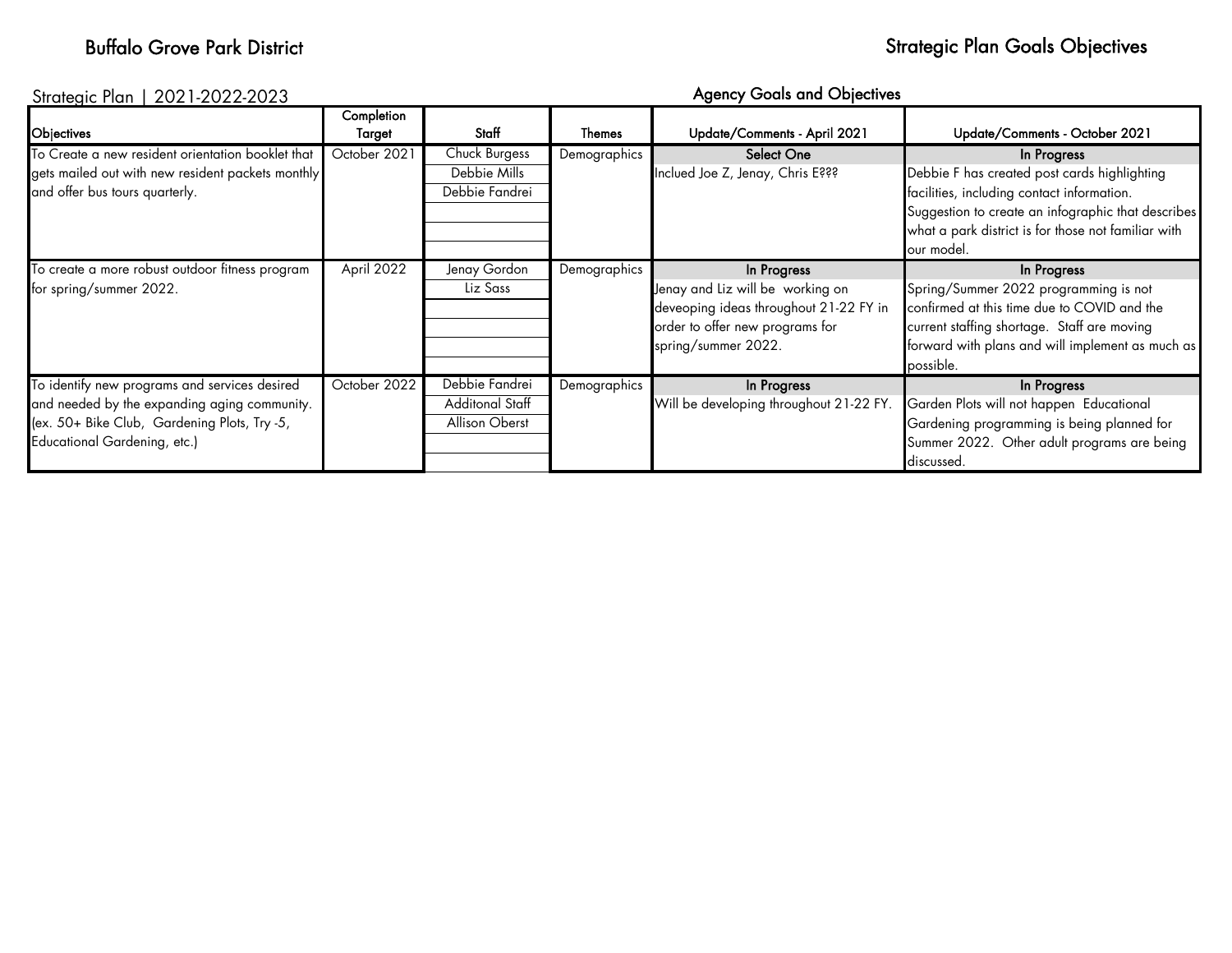# Buffalo Grove Park District

# Strategic Plan Goals Objectives

Strategic Plan | 2021-2022-2023

Agency Goals and Objectives

| Objectives | Completion Target | Staff | Themes | Update/Comments - April 2021 | Update/Comments - October 2021 |
|---|---|---|---|---|---|
| To Create a new resident orientation booklet that gets mailed out with new resident packets monthly and offer bus tours quarterly. | October 2021 | Chuck Burgess<br>Debbie Mills<br>Debbie Fandrei | Demographics | **Select One**<br>Inclued Joe Z, Jenay, Chris E??? | **In Progress**<br>Debbie F has created post cards highlighting facilities, including contact information. Suggestion to create an infographic that describes what a park district is for those not familiar with our model. |
| To create a more robust outdoor fitness program for spring/summer 2022. | April 2022 | Jenay Gordon<br>Liz Sass | Demographics | **In Progress**<br>Jenay and Liz will be working on deveoping ideas throughout 21-22 FY in order to offer new programs for spring/summer 2022. | **In Progress**<br>Spring/Summer 2022 programming is not confirmed at this time due to COVID and the current staffing shortage. Staff are moving forward with plans and will implement as much as possible. |
| To identify new programs and services desired and needed by the expanding aging community. (ex. 50+ Bike Club, Gardening Plots, Try -5, Educational Gardening, etc.) | October 2022 | Debbie Fandrei<br>Additonal Staff<br>Allison Oberst | Demographics | **In Progress**<br>Will be developing throughout 21-22 FY. | **In Progress**<br>Garden Plots will not happen Educational Gardening programming is being planned for Summer 2022. Other adult programs are being discussed. |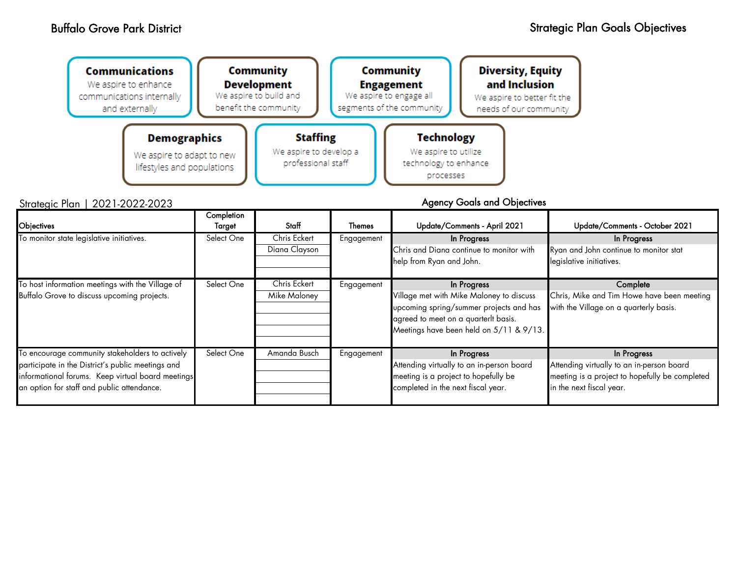Buffalo Grove Park District

Strategic Plan Goals Objectives

**Communications**
We aspire to enhance communications internally and externally

**Community Development**
We aspire to build and benefit the community

**Community Engagement**
We aspire to engage all segments of the community

**Diversity, Equity and Inclusion**
We aspire to better fit the needs of our community

**Demographics**
We aspire to adapt to new lifestyles and populations

**Staffing**
We aspire to develop a professional staff

**Technology**
We aspire to utilize technology to enhance processes

Strategic Plan | 2021-2022-2023

Agency Goals and Objectives

| Objectives | Completion Target | Staff | Themes | Update/Comments - April 2021 | Update/Comments - October 2021 |
|---|---|---|---|---|---|
| To monitor state legislative initiatives. | Select One | Chris Eckert<br>Diana Clayson | Engagement | **In Progress**<br>Chris and Diana continue to monitor with help from Ryan and John. | **In Progress**<br>Ryan and John continue to monitor stat legislative initiatives. |
| To host information meetings with the Village of Buffalo Grove to discuss upcoming projects. | Select One | Chris Eckert<br>Mike Maloney | Engagement | **In Progress**<br>Village met with Mike Maloney to discuss upcoming spring/summer projects and has agreed to meet on a quarterlt basis. Meetings have been held on 5/11 & 9/13. | **Complete**<br>Chris, Mike and Tim Howe have been meeting with the Village on a quarterly basis. |
| To encourage community stakeholders to actively participate in the District's public meetings and informational forums. Keep virtual board meetings an option for staff and public attendance. | Select One | Amanda Busch | Engagement | **In Progress**<br>Attending virtually to an in-person board meeting is a project to hopefully be completed in the next fiscal year. | **In Progress**<br>Attending virtually to an in-person board meeting is a project to hopefully be completed in the next fiscal year. |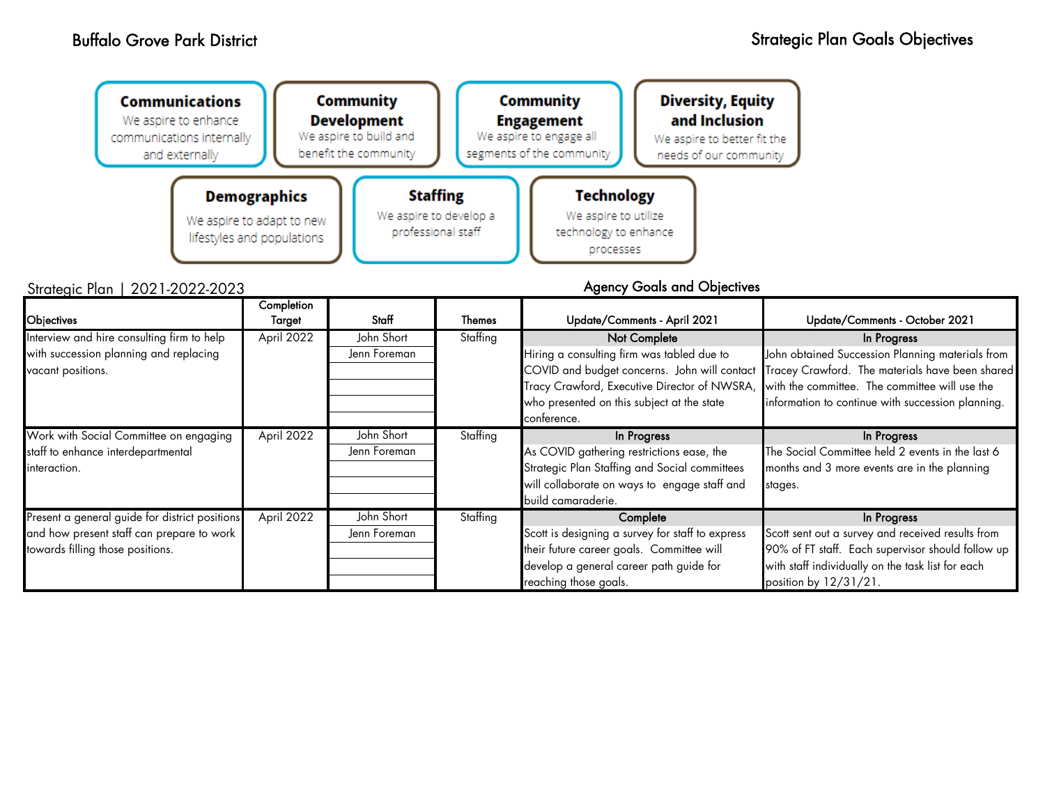Buffalo Grove Park District

Strategic Plan Goals Objectives

**Communications**
We aspire to enhance communications internally and externally

**Community Development**
We aspire to build and benefit the community

**Community Engagement**
We aspire to engage all segments of the community

**Diversity, Equity and Inclusion**
We aspire to better fit the needs of our community

**Demographics**
We aspire to adapt to new lifestyles and populations

**Staffing**
We aspire to develop a professional staff

**Technology**
We aspire to utilize technology to enhance processes

Strategic Plan | 2021-2022-2023

Agency Goals and Objectives

| Objectives | Completion Target | Staff | Themes | Update/Comments - April 2021 | Update/Comments - October 2021 |
|---|---|---|---|---|---|
| Interview and hire consulting firm to help with succession planning and replacing vacant positions. | April 2022 | John Short<br>Jenn Foreman | Staffing | **Not Complete**<br>Hiring a consulting firm was tabled due to COVID and budget concerns. John will contact Tracy Crawford, Executive Director of NWSRA, who presented on this subject at the state conference. | **In Progress**<br>John obtained Succession Planning materials from Tracey Crawford. The materials have been shared with the committee. The committee will use the information to continue with succession planning. |
| Work with Social Committee on engaging staff to enhance interdepartmental interaction. | April 2022 | John Short<br>Jenn Foreman | Staffing | **In Progress**<br>As COVID gathering restrictions ease, the Strategic Plan Staffing and Social committees will collaborate on ways to engage staff and build camaraderie. | **In Progress**<br>The Social Committee held 2 events in the last 6 months and 3 more events are in the planning stages. |
| Present a general guide for district positions and how present staff can prepare to work towards filling those positions. | April 2022 | John Short<br>Jenn Foreman | Staffing | **Complete**<br>Scott is designing a survey for staff to express their future career goals. Committee will develop a general career path guide for reaching those goals. | **In Progress**<br>Scott sent out a survey and received results from 90% of FT staff. Each supervisor should follow up with staff individually on the task list for each position by 12/31/21. |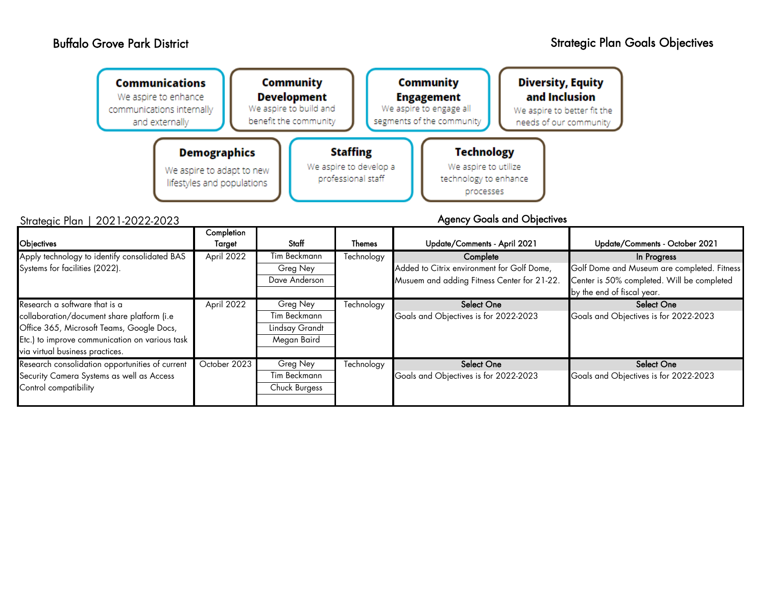Buffalo Grove Park District

Strategic Plan Goals Objectives

**Communications**
We aspire to enhance communications internally and externally

**Community Development**
We aspire to build and benefit the community

**Community Engagement**
We aspire to engage all segments of the community

**Diversity, Equity and Inclusion**
We aspire to better fit the needs of our community

**Demographics**
We aspire to adapt to new lifestyles and populations

**Staffing**
We aspire to develop a professional staff

**Technology**
We aspire to utilize technology to enhance processes

Strategic Plan | 2021-2022-2023

Agency Goals and Objectives

| Objectives | Completion Target | Staff | Themes | Update/Comments - April 2021 | Update/Comments - October 2021 |
|---|---|---|---|---|---|
| Apply technology to identify consolidated BAS Systems for facilities (2022). | April 2022 | Tim Beckmann<br>Greg Ney<br>Dave Anderson | Technology | **Complete**<br>Added to Citrix environment for Golf Dome, Musuem and adding Fitness Center for 21-22. | **In Progress**<br>Golf Dome and Museum are completed. Fitness Center is 50% completed. Will be completed by the end of fiscal year. |
| Research a software that is a collaboration/document share platform (i.e Office 365, Microsoft Teams, Google Docs, Etc.) to improve communication on various task via virtual business practices. | April 2022 | Greg Ney<br>Tim Beckmann<br>Lindsay Grandt<br>Megan Baird | Technology | **Select One**<br>Goals and Objectives is for 2022-2023 | **Select One**<br>Goals and Objectives is for 2022-2023 |
| Research consolidation opportunities of current Security Camera Systems as well as Access Control compatibility | October 2023 | Greg Ney<br>Tim Beckmann<br>Chuck Burgess | Technology | **Select One**<br>Goals and Objectives is for 2022-2023 | **Select One**<br>Goals and Objectives is for 2022-2023 |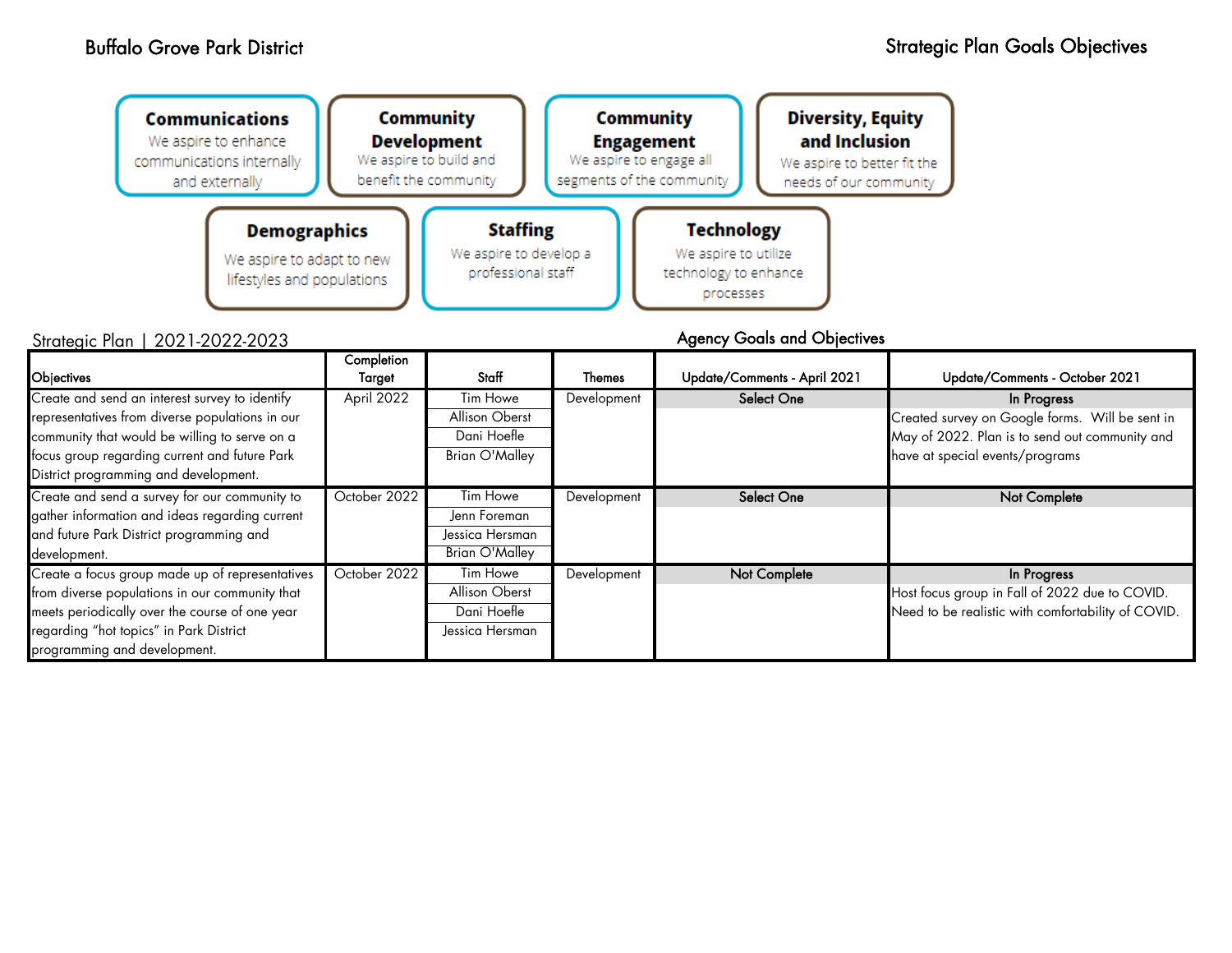Buffalo Grove Park District

Strategic Plan Goals Objectives

**Communications**
We aspire to enhance communications internally and externally

**Community Development**
We aspire to build and benefit the community

**Community Engagement**
We aspire to engage all segments of the community

**Diversity, Equity and Inclusion**
We aspire to better fit the needs of our community

**Demographics**
We aspire to adapt to new lifestyles and populations

**Staffing**
We aspire to develop a professional staff

**Technology**
We aspire to utilize technology to enhance processes

Strategic Plan | 2021-2022-2023

Agency Goals and Objectives

| Objectives | Completion Target | Staff | Themes | Update/Comments - April 2021 | Update/Comments - October 2021 |
|---|---|---|---|---|---|
| Create and send an interest survey to identify representatives from diverse populations in our community that would be willing to serve on a focus group regarding current and future Park District programming and development. | April 2022 | Tim Howe<br>Allison Oberst<br>Dani Hoefle<br>Brian O'Malley | Development | Select One | In Progress<br>Created survey on Google forms. Will be sent in May of 2022. Plan is to send out community and have at special events/programs |
| Create and send a survey for our community to gather information and ideas regarding current and future Park District programming and development. | October 2022 | Tim Howe<br>Jenn Foreman<br>Jessica Hersman<br>Brian O'Malley | Development | Select One | Not Complete |
| Create a focus group made up of representatives from diverse populations in our community that meets periodically over the course of one year regarding "hot topics" in Park District programming and development. | October 2022 | Tim Howe<br>Allison Oberst<br>Dani Hoefle<br>Jessica Hersman | Development | Not Complete | In Progress<br>Host focus group in Fall of 2022 due to COVID. Need to be realistic with comfortability of COVID. |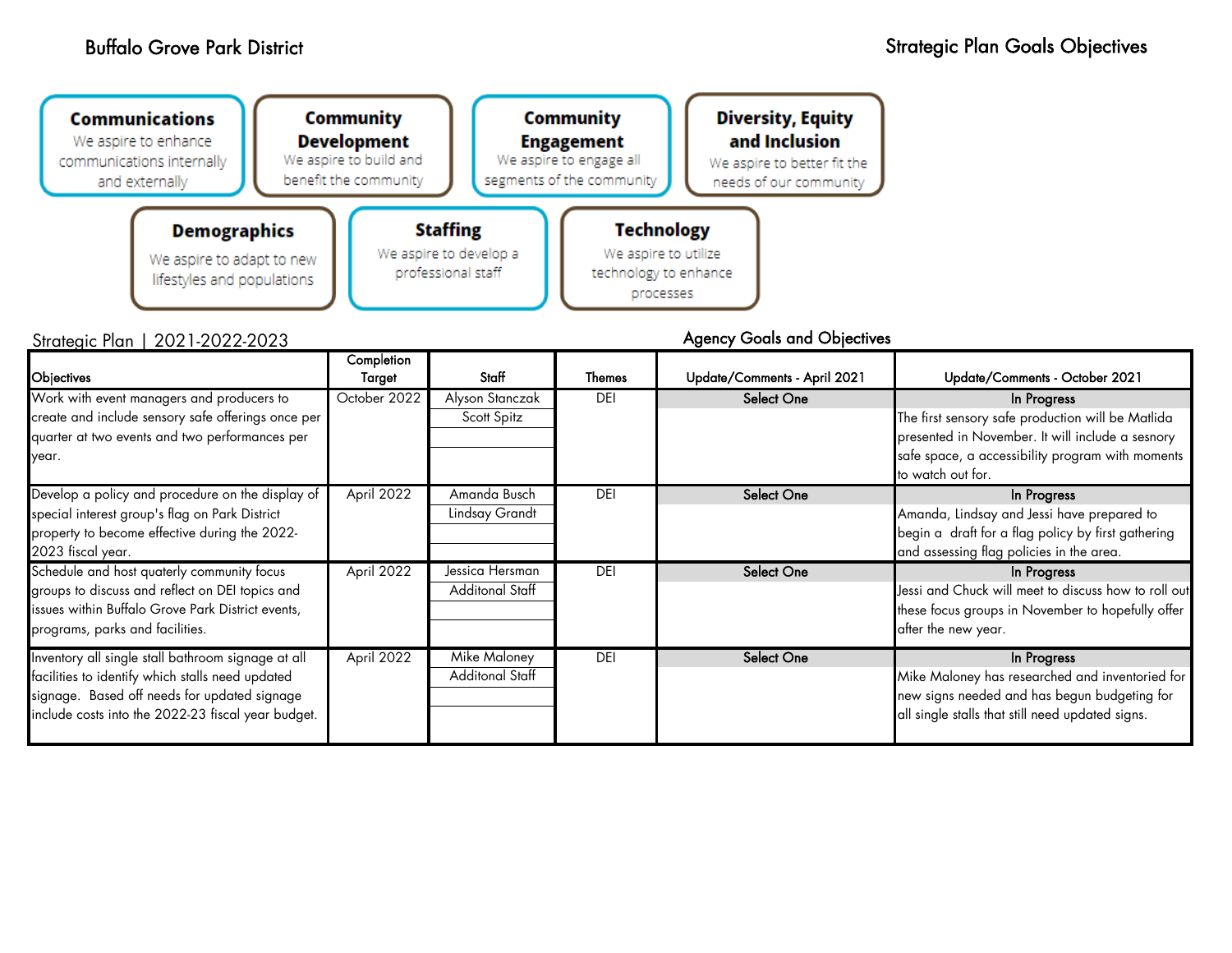Buffalo Grove Park District

Strategic Plan Goals Objectives

**Communications**
We aspire to enhance communications internally and externally

**Community Development**
We aspire to build and benefit the community

**Community Engagement**
We aspire to engage all segments of the community

**Diversity, Equity and Inclusion**
We aspire to better fit the needs of our community

**Demographics**
We aspire to adapt to new lifestyles and populations

**Staffing**
We aspire to develop a professional staff

**Technology**
We aspire to utilize technology to enhance processes

Strategic Plan | 2021-2022-2023

Agency Goals and Objectives

| Objectives | Completion Target | Staff | Themes | Update/Comments - April 2021 | Update/Comments - October 2021 |
|---|---|---|---|---|---|
| Work with event managers and producers to create and include sensory safe offerings once per quarter at two events and two performances per year. | October 2022 | Alyson Stanczak<br>Scott Spitz | DEI | Select One | In Progress<br>The first sensory safe production will be Matlida presented in November. It will include a sesnory safe space, a accessibility program with moments to watch out for. |
| Develop a policy and procedure on the display of special interest group's flag on Park District property to become effective during the 2022-2023 fiscal year. | April 2022 | Amanda Busch<br>Lindsay Grandt | DEI | Select One | In Progress<br>Amanda, Lindsay and Jessi have prepared to begin a draft for a flag policy by first gathering and assessing flag policies in the area. |
| Schedule and host quaterly community focus groups to discuss and reflect on DEI topics and issues within Buffalo Grove Park District events, programs, parks and facilities. | April 2022 | Jessica Hersman<br>Additonal Staff | DEI | Select One | In Progress<br>Jessi and Chuck will meet to discuss how to roll out these focus groups in November to hopefully offer after the new year. |
| Inventory all single stall bathroom signage at all facilities to identify which stalls need updated signage. Based off needs for updated signage include costs into the 2022-23 fiscal year budget. | April 2022 | Mike Maloney<br>Additonal Staff | DEI | Select One | In Progress<br>Mike Maloney has researched and inventoried for new signs needed and has begun budgeting for all single stalls that still need updated signs. |